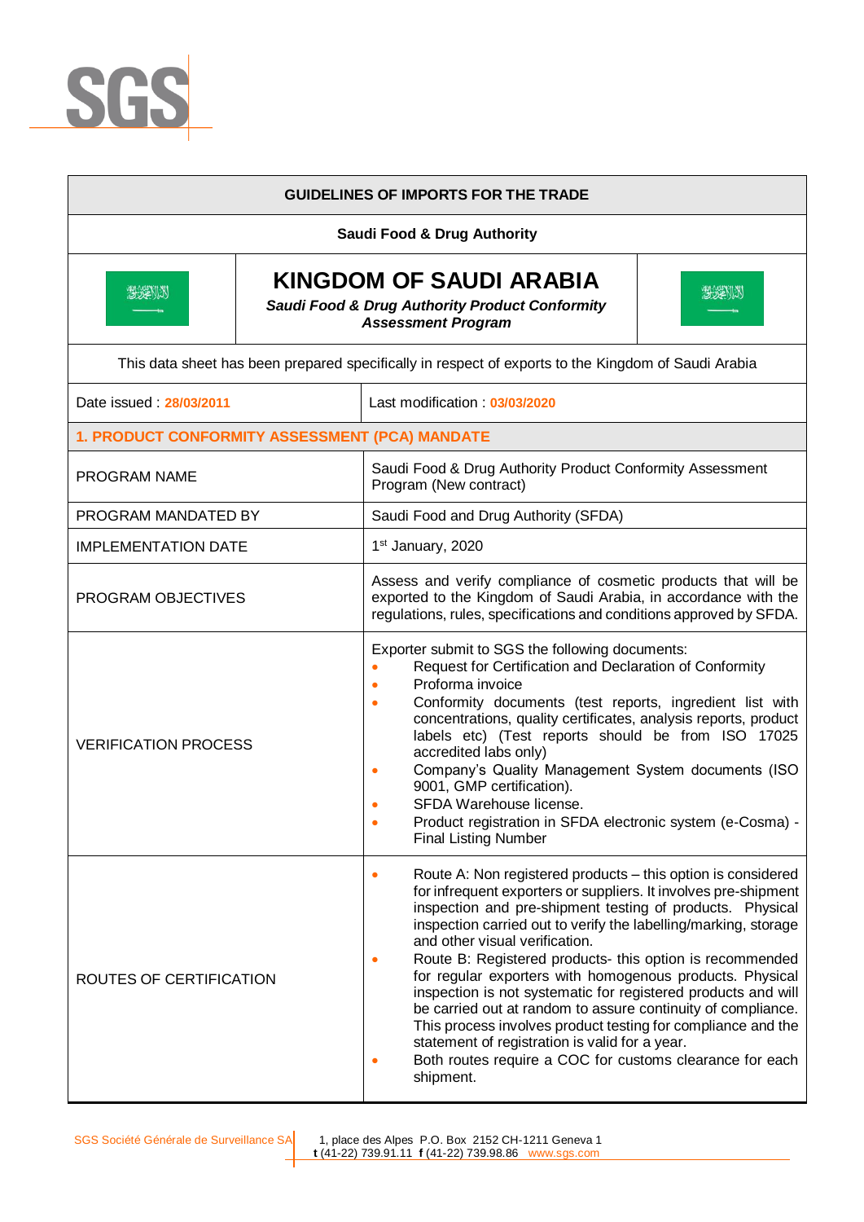| GUIDELINES OF IMPORTS FOR THE TRADE | |
|---|---|
| Saudi Food & Drug Authority | |
| **KINGDOM OF SAUDI ARABIA** *Saudi Food & Drug Authority Product Conformity Assessment Program* | |
| This data sheet has been prepared specifically in respect of exports to the Kingdom of Saudi Arabia | |
| Date issued : 28/03/2011 | Last modification : 03/03/2020 |

## 1. PRODUCT CONFORMITY ASSESSMENT (PCA) MANDATE

| | |
|---|---|
| PROGRAM NAME | Saudi Food & Drug Authority Product Conformity Assessment Program (New contract) |
| PROGRAM MANDATED BY | Saudi Food and Drug Authority (SFDA) |
| IMPLEMENTATION DATE | 1st January, 2020 |
| PROGRAM OBJECTIVES | Assess and verify compliance of cosmetic products that will be exported to the Kingdom of Saudi Arabia, in accordance with the regulations, rules, specifications and conditions approved by SFDA. |
| VERIFICATION PROCESS | Exporter submit to SGS the following documents:<br>• Request for Certification and Declaration of Conformity<br>• Proforma invoice<br>• Conformity documents (test reports, ingredient list with concentrations, quality certificates, analysis reports, product labels etc) (Test reports should be from ISO 17025 accredited labs only)<br>• Company's Quality Management System documents (ISO 9001, GMP certification).<br>• SFDA Warehouse license.<br>• Product registration in SFDA electronic system (e-Cosma) - Final Listing Number |
| ROUTES OF CERTIFICATION | • Route A: Non registered products – this option is considered for infrequent exporters or suppliers. It involves pre-shipment inspection and pre-shipment testing of products. Physical inspection carried out to verify the labelling/marking, storage and other visual verification.<br>• Route B: Registered products- this option is recommended for regular exporters with homogenous products. Physical inspection is not systematic for registered products and will be carried out at random to assure continuity of compliance. This process involves product testing for compliance and the statement of registration is valid for a year.<br>• Both routes require a COC for customs clearance for each shipment. |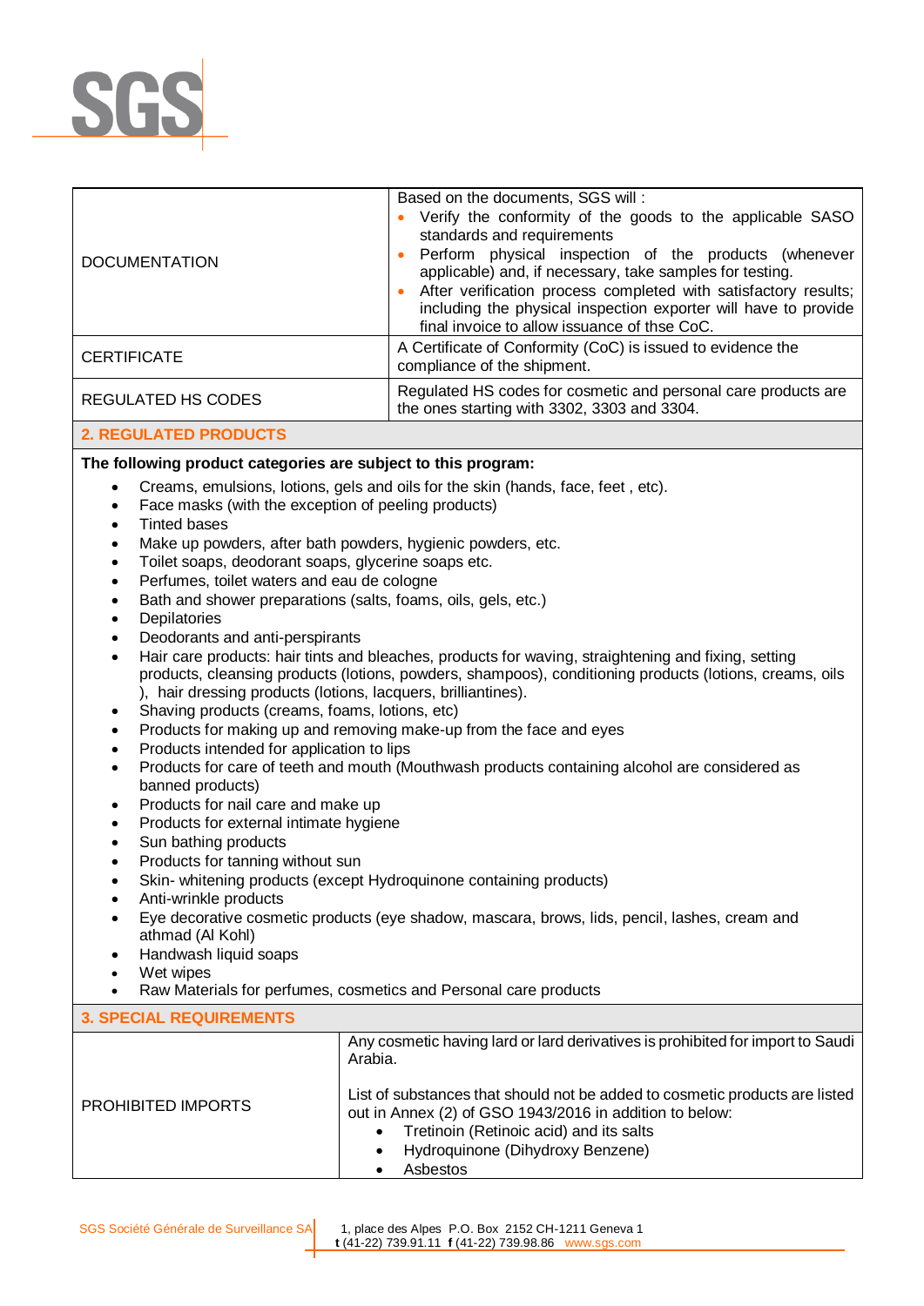| | |
|---|---|
| DOCUMENTATION | Based on the documents, SGS will :<br>• Verify the conformity of the goods to the applicable SASO standards and requirements<br>• Perform physical inspection of the products (whenever applicable) and, if necessary, take samples for testing.<br>• After verification process completed with satisfactory results; including the physical inspection exporter will have to provide final invoice to allow issuance of thse CoC. |
| CERTIFICATE | A Certificate of Conformity (CoC) is issued to evidence the compliance of the shipment. |
| REGULATED HS CODES | Regulated HS codes for cosmetic and personal care products are the ones starting with 3302, 3303 and 3304. |

## 2. REGULATED PRODUCTS

**The following product categories are subject to this program:**

- Creams, emulsions, lotions, gels and oils for the skin (hands, face, feet , etc).
- Face masks (with the exception of peeling products)
- Tinted bases
- Make up powders, after bath powders, hygienic powders, etc.
- Toilet soaps, deodorant soaps, glycerine soaps etc.
- Perfumes, toilet waters and eau de cologne
- Bath and shower preparations (salts, foams, oils, gels, etc.)
- Depilatories
- Deodorants and anti-perspirants
- Hair care products: hair tints and bleaches, products for waving, straightening and fixing, setting products, cleansing products (lotions, powders, shampoos), conditioning products (lotions, creams, oils ), hair dressing products (lotions, lacquers, brilliantines).
- Shaving products (creams, foams, lotions, etc)
- Products for making up and removing make-up from the face and eyes
- Products intended for application to lips
- Products for care of teeth and mouth (Mouthwash products containing alcohol are considered as banned products)
- Products for nail care and make up
- Products for external intimate hygiene
- Sun bathing products
- Products for tanning without sun
- Skin- whitening products (except Hydroquinone containing products)
- Anti-wrinkle products
- Eye decorative cosmetic products (eye shadow, mascara, brows, lids, pencil, lashes, cream and athmad (Al Kohl)
- Handwash liquid soaps
- Wet wipes
- Raw Materials for perfumes, cosmetics and Personal care products

## 3. SPECIAL REQUIREMENTS

| | |
|---|---|
| PROHIBITED IMPORTS | Any cosmetic having lard or lard derivatives is prohibited for import to Saudi Arabia.<br><br>List of substances that should not be added to cosmetic products are listed out in Annex (2) of GSO 1943/2016 in addition to below:<br>• Tretinoin (Retinoic acid) and its salts<br>• Hydroquinone (Dihydroxy Benzene)<br>• Asbestos |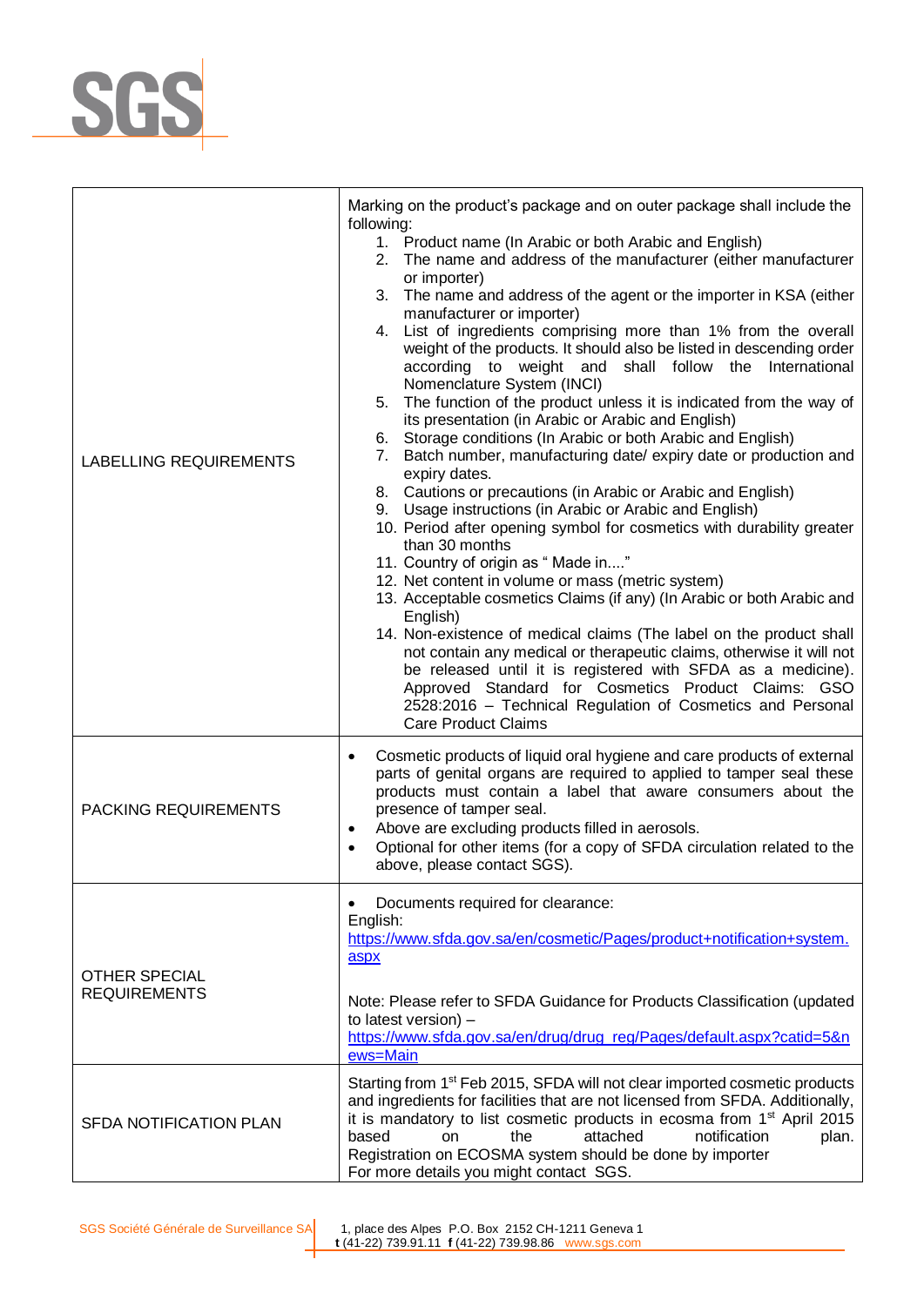| | |
|---|---|
| LABELLING REQUIREMENTS | Marking on the product's package and on outer package shall include the following:<br>1. Product name (In Arabic or both Arabic and English)<br>2. The name and address of the manufacturer (either manufacturer or importer)<br>3. The name and address of the agent or the importer in KSA (either manufacturer or importer)<br>4. List of ingredients comprising more than 1% from the overall weight of the products. It should also be listed in descending order according to weight and shall follow the International Nomenclature System (INCI)<br>5. The function of the product unless it is indicated from the way of its presentation (in Arabic or Arabic and English)<br>6. Storage conditions (In Arabic or both Arabic and English)<br>7. Batch number, manufacturing date/ expiry date or production and expiry dates.<br>8. Cautions or precautions (in Arabic or Arabic and English)<br>9. Usage instructions (in Arabic or Arabic and English)<br>10. Period after opening symbol for cosmetics with durability greater than 30 months<br>11. Country of origin as " Made in...."<br>12. Net content in volume or mass (metric system)<br>13. Acceptable cosmetics Claims (if any) (In Arabic or both Arabic and English)<br>14. Non-existence of medical claims (The label on the product shall not contain any medical or therapeutic claims, otherwise it will not be released until it is registered with SFDA as a medicine). Approved Standard for Cosmetics Product Claims: GSO 2528:2016 – Technical Regulation of Cosmetics and Personal Care Product Claims |
| PACKING REQUIREMENTS | • Cosmetic products of liquid oral hygiene and care products of external parts of genital organs are required to applied to tamper seal these products must contain a label that aware consumers about the presence of tamper seal.<br>• Above are excluding products filled in aerosols.<br>• Optional for other items (for a copy of SFDA circulation related to the above, please contact SGS). |
| OTHER SPECIAL REQUIREMENTS | • Documents required for clearance:<br>English:<br>https://www.sfda.gov.sa/en/cosmetic/Pages/product+notification+system.aspx<br><br>Note: Please refer to SFDA Guidance for Products Classification (updated to latest version) –<br>https://www.sfda.gov.sa/en/drug/drug_reg/Pages/default.aspx?catid=5&news=Main |
| SFDA NOTIFICATION PLAN | Starting from 1st Feb 2015, SFDA will not clear imported cosmetic products and ingredients for facilities that are not licensed from SFDA. Additionally, it is mandatory to list cosmetic products in ecosma from 1st April 2015 based on the attached notification plan.<br>Registration on ECOSMA system should be done by importer<br>For more details you might contact SGS. |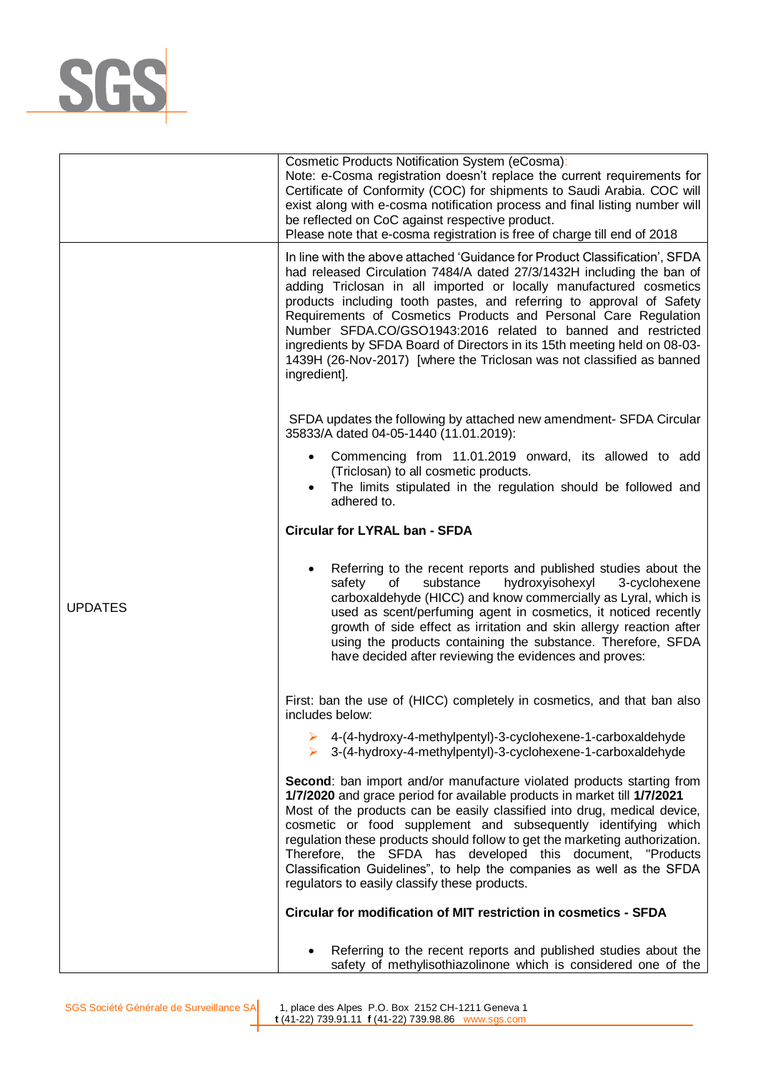| | |
|---|---|
| | Cosmetic Products Notification System (eCosma):<br>Note: e-Cosma registration doesn't replace the current requirements for Certificate of Conformity (COC) for shipments to Saudi Arabia. COC will exist along with e-cosma notification process and final listing number will be reflected on CoC against respective product.<br>Please note that e-cosma registration is free of charge till end of 2018 |
| UPDATES | In line with the above attached 'Guidance for Product Classification', SFDA had released Circulation 7484/A dated 27/3/1432H including the ban of adding Triclosan in all imported or locally manufactured cosmetics products including tooth pastes, and referring to approval of Safety Requirements of Cosmetics Products and Personal Care Regulation Number SFDA.CO/GSO1943:2016 related to banned and restricted ingredients by SFDA Board of Directors in its 15th meeting held on 08-03-1439H (26-Nov-2017) [where the Triclosan was not classified as banned ingredient].<br><br>SFDA updates the following by attached new amendment- SFDA Circular 35833/A dated 04-05-1440 (11.01.2019):<br><br>• Commencing from 11.01.2019 onward, its allowed to add (Triclosan) to all cosmetic products.<br>• The limits stipulated in the regulation should be followed and adhered to.<br><br>**Circular for LYRAL ban - SFDA**<br><br>• Referring to the recent reports and published studies about the safety of substance hydroxyisohexyl 3-cyclohexene carboxaldehyde (HICC) and know commercially as Lyral, which is used as scent/perfuming agent in cosmetics, it noticed recently growth of side effect as irritation and skin allergy reaction after using the products containing the substance. Therefore, SFDA have decided after reviewing the evidences and proves:<br><br>First: ban the use of (HICC) completely in cosmetics, and that ban also includes below:<br><br>➢ 4-(4-hydroxy-4-methylpentyl)-3-cyclohexene-1-carboxaldehyde<br>➢ 3-(4-hydroxy-4-methylpentyl)-3-cyclohexene-1-carboxaldehyde<br><br>**Second**: ban import and/or manufacture violated products starting from **1/7/2020** and grace period for available products in market till **1/7/2021**<br>Most of the products can be easily classified into drug, medical device, cosmetic or food supplement and subsequently identifying which regulation these products should follow to get the marketing authorization. Therefore, the SFDA has developed this document, "Products Classification Guidelines", to help the companies as well as the SFDA regulators to easily classify these products.<br><br>**Circular for modification of MIT restriction in cosmetics - SFDA**<br><br>• Referring to the recent reports and published studies about the safety of methylisothiazolinone which is considered one of the |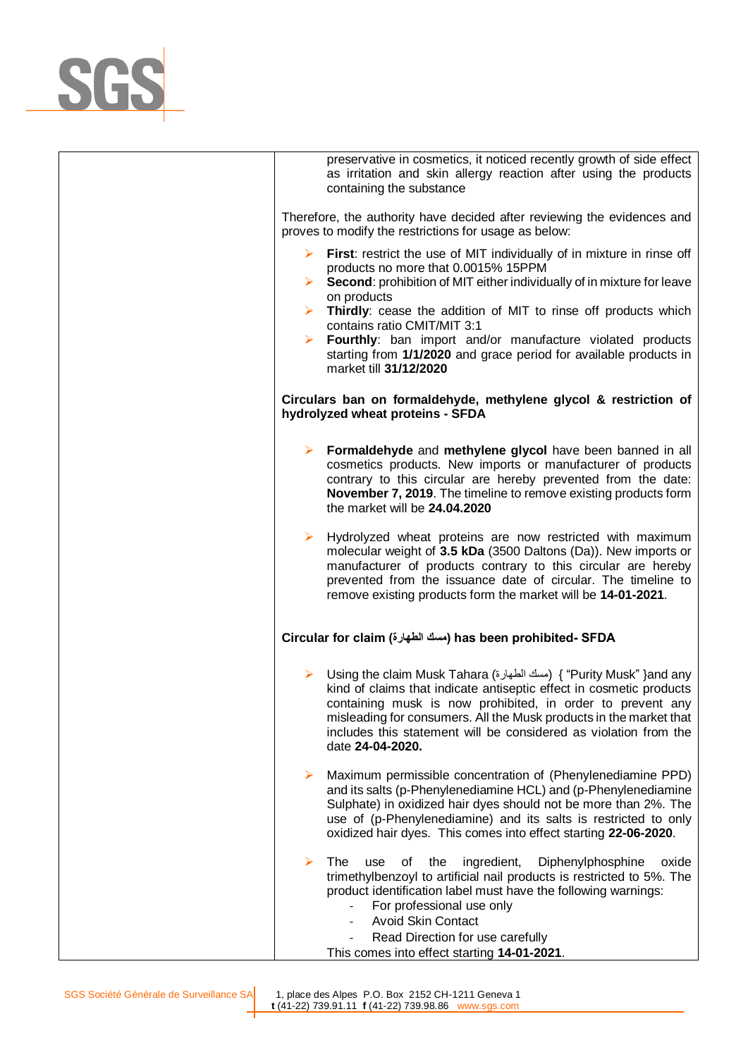preservative in cosmetics, it noticed recently growth of side effect as irritation and skin allergy reaction after using the products containing the substance

Therefore, the authority have decided after reviewing the evidences and proves to modify the restrictions for usage as below:

- **First**: restrict the use of MIT individually of in mixture in rinse off products no more that 0.0015% 15PPM
- **Second**: prohibition of MIT either individually of in mixture for leave on products
- **Thirdly**: cease the addition of MIT to rinse off products which contains ratio CMIT/MIT 3:1
- **Fourthly**: ban import and/or manufacture violated products starting from **1/1/2020** and grace period for available products in market till **31/12/2020**

**Circulars ban on formaldehyde, methylene glycol & restriction of hydrolyzed wheat proteins - SFDA**

- **Formaldehyde** and **methylene glycol** have been banned in all cosmetics products. New imports or manufacturer of products contrary to this circular are hereby prevented from the date: **November 7, 2019**. The timeline to remove existing products form the market will be **24.04.2020**

- Hydrolyzed wheat proteins are now restricted with maximum molecular weight of **3.5 kDa** (3500 Daltons (Da)). New imports or manufacturer of products contrary to this circular are hereby prevented from the issuance date of circular. The timeline to remove existing products form the market will be **14-01-2021**.

**Circular for claim (مسك الطهارة) has been prohibited- SFDA**

- Using the claim Musk Tahara (مسك الطهارة) { "Purity Musk" }and any kind of claims that indicate antiseptic effect in cosmetic products containing musk is now prohibited, in order to prevent any misleading for consumers. All the Musk products in the market that includes this statement will be considered as violation from the date **24-04-2020.**

- Maximum permissible concentration of (Phenylenediamine PPD) and its salts (p-Phenylenediamine HCL) and (p-Phenylenediamine Sulphate) in oxidized hair dyes should not be more than 2%. The use of (p-Phenylenediamine) and its salts is restricted to only oxidized hair dyes. This comes into effect starting **22-06-2020**.

- The use of the ingredient, Diphenylphosphine oxide trimethylbenzoyl to artificial nail products is restricted to 5%. The product identification label must have the following warnings:
  - For professional use only
  - Avoid Skin Contact
  - Read Direction for use carefully

  This comes into effect starting **14-01-2021**.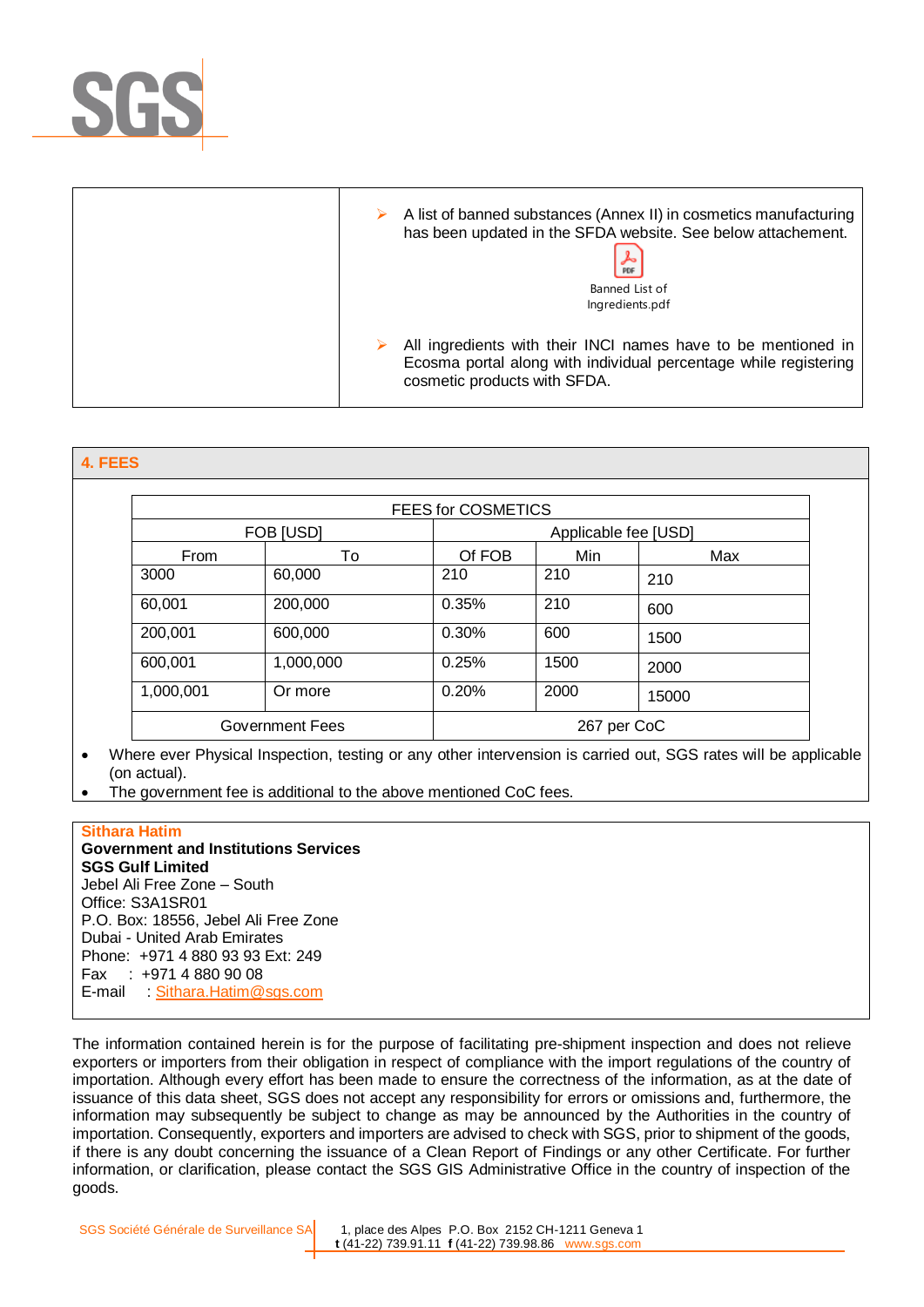| | |
|---|---|
| | - A list of banned substances (Annex II) in cosmetics manufacturing has been updated in the SFDA website. See below attachement.<br>Banned List of Ingredients.pdf<br>- All ingredients with their INCI names have to be mentioned in Ecosma portal along with individual percentage while registering cosmetic products with SFDA. |

## 4. FEES

| FEES for COSMETICS | | | | |
|---|---|---|---|---|
| FOB [USD] | | Applicable fee [USD] | | |
| From | To | Of FOB | Min | Max |
| 3000 | 60,000 | 210 | 210 | 210 |
| 60,001 | 200,000 | 0.35% | 210 | 600 |
| 200,001 | 600,000 | 0.30% | 600 | 1500 |
| 600,001 | 1,000,000 | 0.25% | 1500 | 2000 |
| 1,000,001 | Or more | 0.20% | 2000 | 15000 |
| Government Fees | | 267 per CoC | | |

- Where ever Physical Inspection, testing or any other intervension is carried out, SGS rates will be applicable (on actual).
- The government fee is additional to the above mentioned CoC fees.

**Sithara Hatim**
**Government and Institutions Services**
**SGS Gulf Limited**
Jebel Ali Free Zone – South
Office: S3A1SR01
P.O. Box: 18556, Jebel Ali Free Zone
Dubai - United Arab Emirates
Phone: +971 4 880 93 93 Ext: 249
Fax : +971 4 880 90 08
E-mail : Sithara.Hatim@sgs.com

The information contained herein is for the purpose of facilitating pre-shipment inspection and does not relieve exporters or importers from their obligation in respect of compliance with the import regulations of the country of importation. Although every effort has been made to ensure the correctness of the information, as at the date of issuance of this data sheet, SGS does not accept any responsibility for errors or omissions and, furthermore, the information may subsequently be subject to change as may be announced by the Authorities in the country of importation. Consequently, exporters and importers are advised to check with SGS, prior to shipment of the goods, if there is any doubt concerning the issuance of a Clean Report of Findings or any other Certificate. For further information, or clarification, please contact the SGS GIS Administrative Office in the country of inspection of the goods.